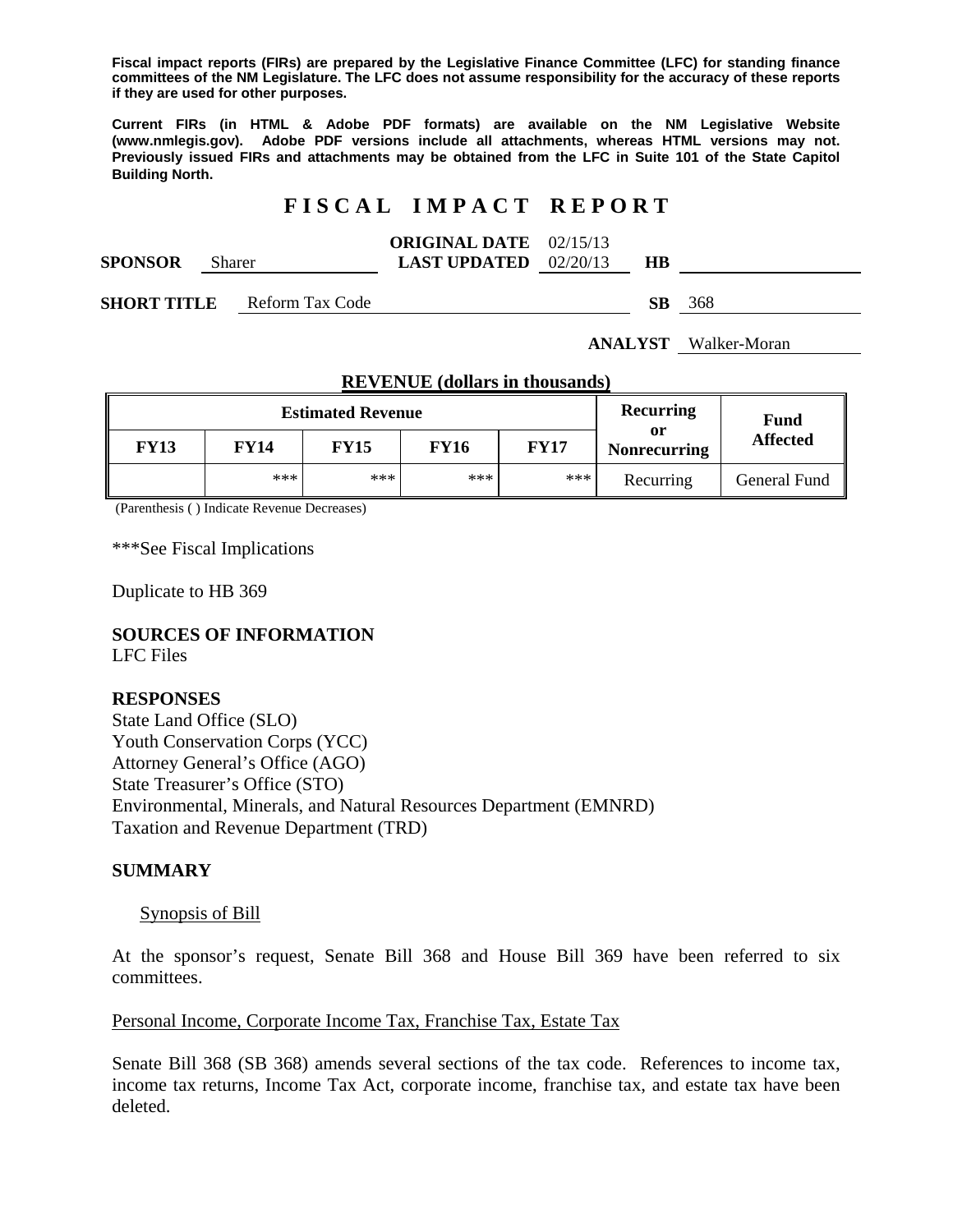**Fiscal impact reports (FIRs) are prepared by the Legislative Finance Committee (LFC) for standing finance committees of the NM Legislature. The LFC does not assume responsibility for the accuracy of these reports if they are used for other purposes.**

**Current FIRs (in HTML & Adobe PDF formats) are available on the NM Legislative Website (www.nmlegis.gov). Adobe PDF versions include all attachments, whereas HTML versions may not. Previously issued FIRs and attachments may be obtained from the LFC in Suite 101 of the State Capitol Building North.**

# FISCAL IMPACT REPORT

**SPONSOR** Sharer **ORIGINAL DATE** 02/15/13 **LAST UPDATED** 02/20/13 **HB**

**SHORT TITLE** Reform Tax Code **SB** 368

**ANALYST** Walker-Moran

**REVENUE (dollars in thousands)**

| Estimated Revenue | | | | | Recurring or Nonrecurring | Fund Affected |
|---|---|---|---|---|---|---|
| **FY13** | **FY14** | **FY15** | **FY16** | **FY17** | | |
| | *** | *** | *** | *** | Recurring | General Fund |

(Parenthesis ( ) Indicate Revenue Decreases)

***See Fiscal Implications

Duplicate to HB 369

**SOURCES OF INFORMATION**
LFC Files

**RESPONSES**
State Land Office (SLO)
Youth Conservation Corps (YCC)
Attorney General's Office (AGO)
State Treasurer's Office (STO)
Environmental, Minerals, and Natural Resources Department (EMNRD)
Taxation and Revenue Department (TRD)

**SUMMARY**

Synopsis of Bill

At the sponsor's request, Senate Bill 368 and House Bill 369 have been referred to six committees.

Personal Income, Corporate Income Tax, Franchise Tax, Estate Tax

Senate Bill 368 (SB 368) amends several sections of the tax code. References to income tax, income tax returns, Income Tax Act, corporate income, franchise tax, and estate tax have been deleted.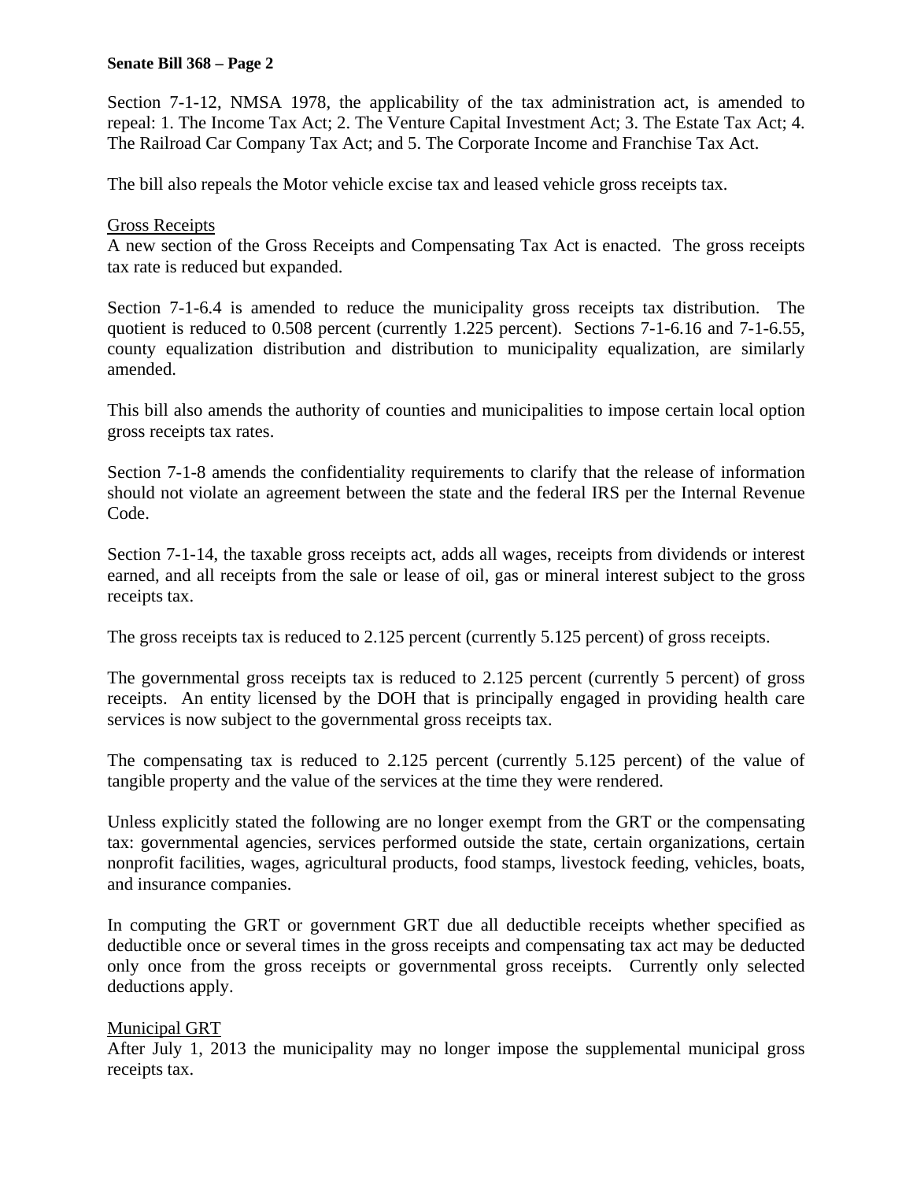Section 7-1-12, NMSA 1978, the applicability of the tax administration act, is amended to repeal: 1. The Income Tax Act; 2. The Venture Capital Investment Act; 3. The Estate Tax Act; 4. The Railroad Car Company Tax Act; and 5. The Corporate Income and Franchise Tax Act.

The bill also repeals the Motor vehicle excise tax and leased vehicle gross receipts tax.

Gross Receipts

A new section of the Gross Receipts and Compensating Tax Act is enacted. The gross receipts tax rate is reduced but expanded.

Section 7-1-6.4 is amended to reduce the municipality gross receipts tax distribution. The quotient is reduced to 0.508 percent (currently 1.225 percent). Sections 7-1-6.16 and 7-1-6.55, county equalization distribution and distribution to municipality equalization, are similarly amended.

This bill also amends the authority of counties and municipalities to impose certain local option gross receipts tax rates.

Section 7-1-8 amends the confidentiality requirements to clarify that the release of information should not violate an agreement between the state and the federal IRS per the Internal Revenue Code.

Section 7-1-14, the taxable gross receipts act, adds all wages, receipts from dividends or interest earned, and all receipts from the sale or lease of oil, gas or mineral interest subject to the gross receipts tax.

The gross receipts tax is reduced to 2.125 percent (currently 5.125 percent) of gross receipts.

The governmental gross receipts tax is reduced to 2.125 percent (currently 5 percent) of gross receipts. An entity licensed by the DOH that is principally engaged in providing health care services is now subject to the governmental gross receipts tax.

The compensating tax is reduced to 2.125 percent (currently 5.125 percent) of the value of tangible property and the value of the services at the time they were rendered.

Unless explicitly stated the following are no longer exempt from the GRT or the compensating tax: governmental agencies, services performed outside the state, certain organizations, certain nonprofit facilities, wages, agricultural products, food stamps, livestock feeding, vehicles, boats, and insurance companies.

In computing the GRT or government GRT due all deductible receipts whether specified as deductible once or several times in the gross receipts and compensating tax act may be deducted only once from the gross receipts or governmental gross receipts. Currently only selected deductions apply.

Municipal GRT

After July 1, 2013 the municipality may no longer impose the supplemental municipal gross receipts tax.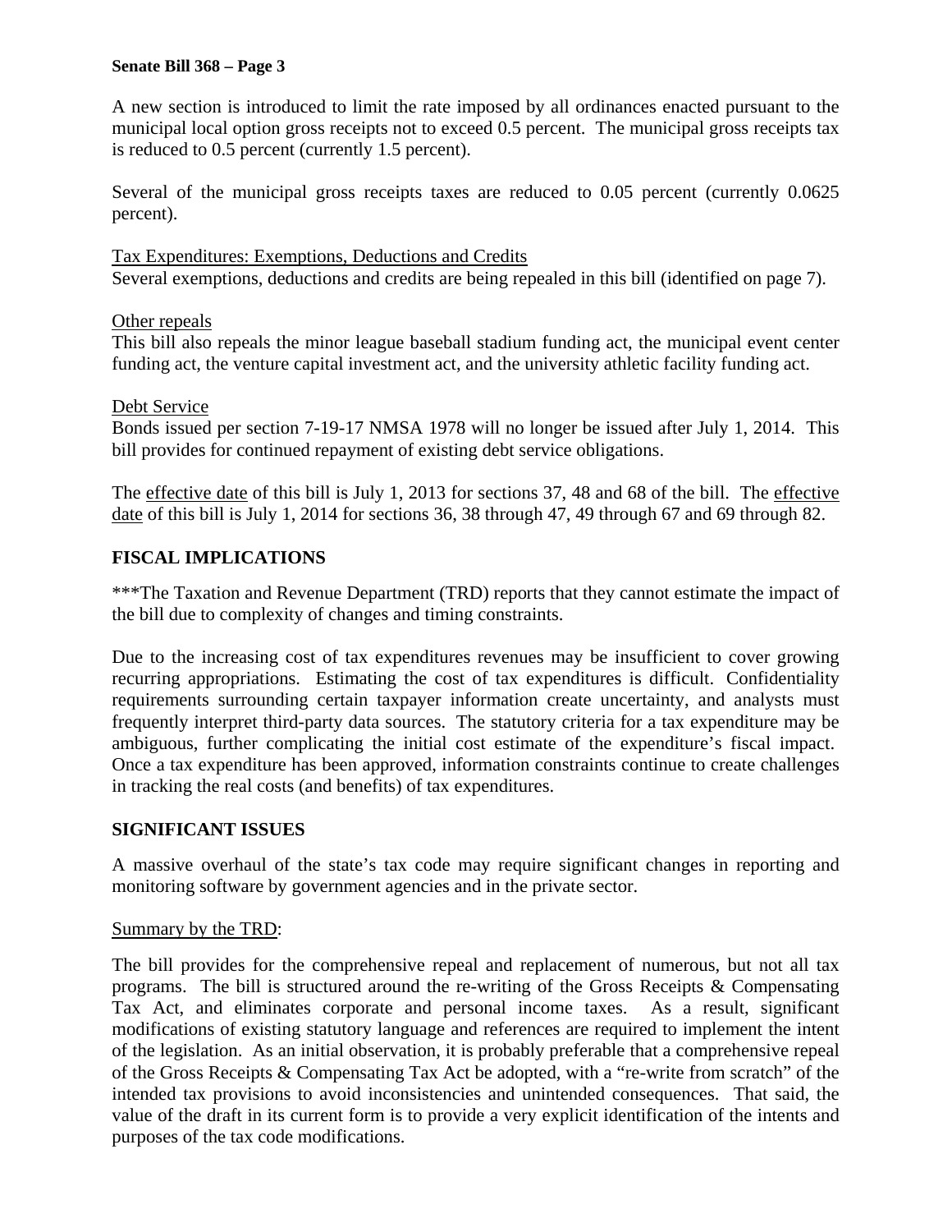A new section is introduced to limit the rate imposed by all ordinances enacted pursuant to the municipal local option gross receipts not to exceed 0.5 percent. The municipal gross receipts tax is reduced to 0.5 percent (currently 1.5 percent).

Several of the municipal gross receipts taxes are reduced to 0.05 percent (currently 0.0625 percent).

<u>Tax Expenditures: Exemptions, Deductions and Credits</u>
Several exemptions, deductions and credits are being repealed in this bill (identified on page 7).

<u>Other repeals</u>
This bill also repeals the minor league baseball stadium funding act, the municipal event center funding act, the venture capital investment act, and the university athletic facility funding act.

<u>Debt Service</u>
Bonds issued per section 7-19-17 NMSA 1978 will no longer be issued after July 1, 2014. This bill provides for continued repayment of existing debt service obligations.

The <u>effective date</u> of this bill is July 1, 2013 for sections 37, 48 and 68 of the bill. The <u>effective date</u> of this bill is July 1, 2014 for sections 36, 38 through 47, 49 through 67 and 69 through 82.

## FISCAL IMPLICATIONS

***The Taxation and Revenue Department (TRD) reports that they cannot estimate the impact of the bill due to complexity of changes and timing constraints.

Due to the increasing cost of tax expenditures revenues may be insufficient to cover growing recurring appropriations. Estimating the cost of tax expenditures is difficult. Confidentiality requirements surrounding certain taxpayer information create uncertainty, and analysts must frequently interpret third-party data sources. The statutory criteria for a tax expenditure may be ambiguous, further complicating the initial cost estimate of the expenditure's fiscal impact. Once a tax expenditure has been approved, information constraints continue to create challenges in tracking the real costs (and benefits) of tax expenditures.

## SIGNIFICANT ISSUES

A massive overhaul of the state's tax code may require significant changes in reporting and monitoring software by government agencies and in the private sector.

<u>Summary by the TRD</u>:

The bill provides for the comprehensive repeal and replacement of numerous, but not all tax programs. The bill is structured around the re-writing of the Gross Receipts & Compensating Tax Act, and eliminates corporate and personal income taxes. As a result, significant modifications of existing statutory language and references are required to implement the intent of the legislation. As an initial observation, it is probably preferable that a comprehensive repeal of the Gross Receipts & Compensating Tax Act be adopted, with a "re-write from scratch" of the intended tax provisions to avoid inconsistencies and unintended consequences. That said, the value of the draft in its current form is to provide a very explicit identification of the intents and purposes of the tax code modifications.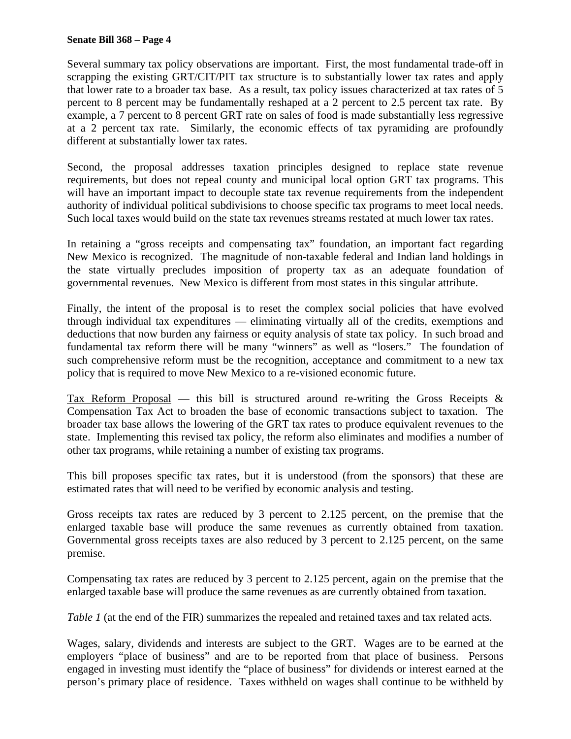Several summary tax policy observations are important. First, the most fundamental trade-off in scrapping the existing GRT/CIT/PIT tax structure is to substantially lower tax rates and apply that lower rate to a broader tax base. As a result, tax policy issues characterized at tax rates of 5 percent to 8 percent may be fundamentally reshaped at a 2 percent to 2.5 percent tax rate. By example, a 7 percent to 8 percent GRT rate on sales of food is made substantially less regressive at a 2 percent tax rate. Similarly, the economic effects of tax pyramiding are profoundly different at substantially lower tax rates.

Second, the proposal addresses taxation principles designed to replace state revenue requirements, but does not repeal county and municipal local option GRT tax programs. This will have an important impact to decouple state tax revenue requirements from the independent authority of individual political subdivisions to choose specific tax programs to meet local needs. Such local taxes would build on the state tax revenues streams restated at much lower tax rates.

In retaining a "gross receipts and compensating tax" foundation, an important fact regarding New Mexico is recognized. The magnitude of non-taxable federal and Indian land holdings in the state virtually precludes imposition of property tax as an adequate foundation of governmental revenues. New Mexico is different from most states in this singular attribute.

Finally, the intent of the proposal is to reset the complex social policies that have evolved through individual tax expenditures — eliminating virtually all of the credits, exemptions and deductions that now burden any fairness or equity analysis of state tax policy. In such broad and fundamental tax reform there will be many "winners" as well as "losers." The foundation of such comprehensive reform must be the recognition, acceptance and commitment to a new tax policy that is required to move New Mexico to a re-visioned economic future.

Tax Reform Proposal — this bill is structured around re-writing the Gross Receipts & Compensation Tax Act to broaden the base of economic transactions subject to taxation. The broader tax base allows the lowering of the GRT tax rates to produce equivalent revenues to the state. Implementing this revised tax policy, the reform also eliminates and modifies a number of other tax programs, while retaining a number of existing tax programs.

This bill proposes specific tax rates, but it is understood (from the sponsors) that these are estimated rates that will need to be verified by economic analysis and testing.

Gross receipts tax rates are reduced by 3 percent to 2.125 percent, on the premise that the enlarged taxable base will produce the same revenues as currently obtained from taxation. Governmental gross receipts taxes are also reduced by 3 percent to 2.125 percent, on the same premise.

Compensating tax rates are reduced by 3 percent to 2.125 percent, again on the premise that the enlarged taxable base will produce the same revenues as are currently obtained from taxation.

*Table 1* (at the end of the FIR) summarizes the repealed and retained taxes and tax related acts.

Wages, salary, dividends and interests are subject to the GRT. Wages are to be earned at the employers "place of business" and are to be reported from that place of business. Persons engaged in investing must identify the "place of business" for dividends or interest earned at the person's primary place of residence. Taxes withheld on wages shall continue to be withheld by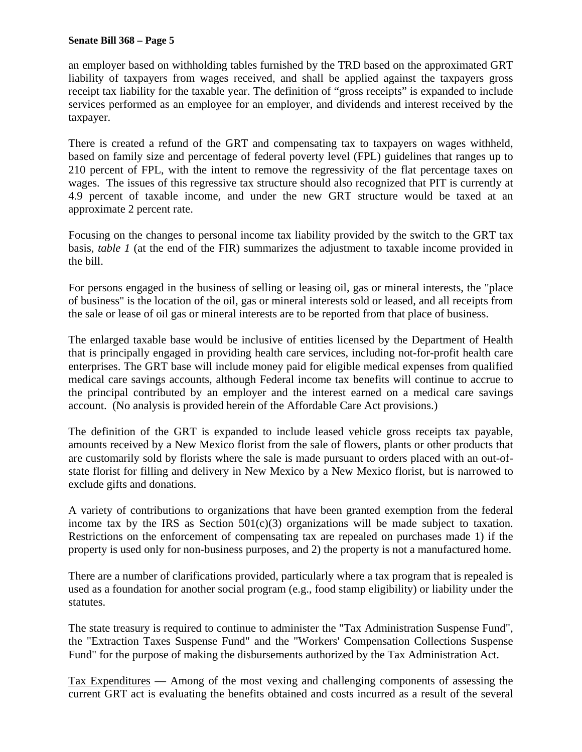an employer based on withholding tables furnished by the TRD based on the approximated GRT liability of taxpayers from wages received, and shall be applied against the taxpayers gross receipt tax liability for the taxable year. The definition of "gross receipts" is expanded to include services performed as an employee for an employer, and dividends and interest received by the taxpayer.

There is created a refund of the GRT and compensating tax to taxpayers on wages withheld, based on family size and percentage of federal poverty level (FPL) guidelines that ranges up to 210 percent of FPL, with the intent to remove the regressivity of the flat percentage taxes on wages. The issues of this regressive tax structure should also recognized that PIT is currently at 4.9 percent of taxable income, and under the new GRT structure would be taxed at an approximate 2 percent rate.

Focusing on the changes to personal income tax liability provided by the switch to the GRT tax basis, *table 1* (at the end of the FIR) summarizes the adjustment to taxable income provided in the bill.

For persons engaged in the business of selling or leasing oil, gas or mineral interests, the "place of business" is the location of the oil, gas or mineral interests sold or leased, and all receipts from the sale or lease of oil gas or mineral interests are to be reported from that place of business.

The enlarged taxable base would be inclusive of entities licensed by the Department of Health that is principally engaged in providing health care services, including not-for-profit health care enterprises. The GRT base will include money paid for eligible medical expenses from qualified medical care savings accounts, although Federal income tax benefits will continue to accrue to the principal contributed by an employer and the interest earned on a medical care savings account. (No analysis is provided herein of the Affordable Care Act provisions.)

The definition of the GRT is expanded to include leased vehicle gross receipts tax payable, amounts received by a New Mexico florist from the sale of flowers, plants or other products that are customarily sold by florists where the sale is made pursuant to orders placed with an out-of-state florist for filling and delivery in New Mexico by a New Mexico florist, but is narrowed to exclude gifts and donations.

A variety of contributions to organizations that have been granted exemption from the federal income tax by the IRS as Section 501(c)(3) organizations will be made subject to taxation. Restrictions on the enforcement of compensating tax are repealed on purchases made 1) if the property is used only for non-business purposes, and 2) the property is not a manufactured home.

There are a number of clarifications provided, particularly where a tax program that is repealed is used as a foundation for another social program (e.g., food stamp eligibility) or liability under the statutes.

The state treasury is required to continue to administer the "Tax Administration Suspense Fund", the "Extraction Taxes Suspense Fund" and the "Workers' Compensation Collections Suspense Fund" for the purpose of making the disbursements authorized by the Tax Administration Act.

<u>Tax Expenditures</u> — Among of the most vexing and challenging components of assessing the current GRT act is evaluating the benefits obtained and costs incurred as a result of the several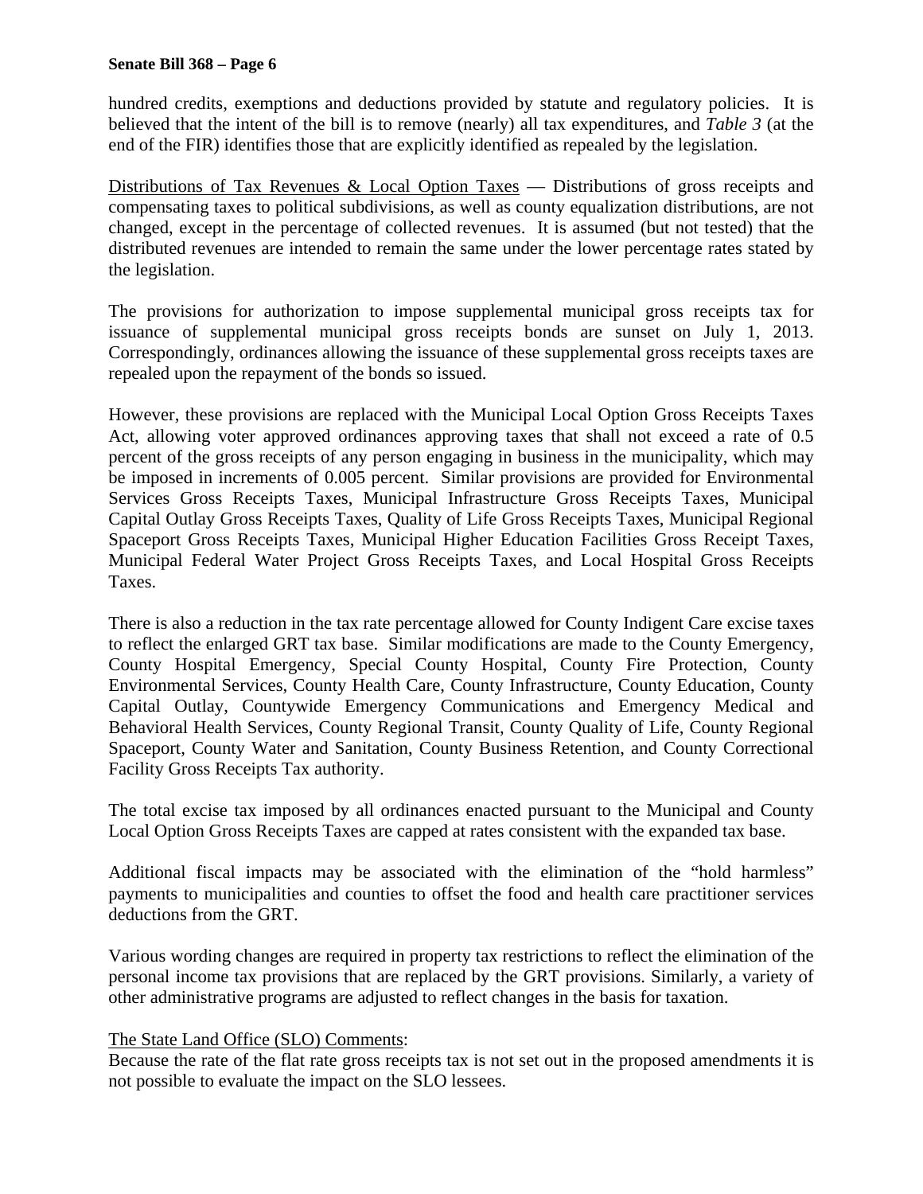hundred credits, exemptions and deductions provided by statute and regulatory policies. It is believed that the intent of the bill is to remove (nearly) all tax expenditures, and *Table 3* (at the end of the FIR) identifies those that are explicitly identified as repealed by the legislation.

Distributions of Tax Revenues & Local Option Taxes — Distributions of gross receipts and compensating taxes to political subdivisions, as well as county equalization distributions, are not changed, except in the percentage of collected revenues. It is assumed (but not tested) that the distributed revenues are intended to remain the same under the lower percentage rates stated by the legislation.

The provisions for authorization to impose supplemental municipal gross receipts tax for issuance of supplemental municipal gross receipts bonds are sunset on July 1, 2013. Correspondingly, ordinances allowing the issuance of these supplemental gross receipts taxes are repealed upon the repayment of the bonds so issued.

However, these provisions are replaced with the Municipal Local Option Gross Receipts Taxes Act, allowing voter approved ordinances approving taxes that shall not exceed a rate of 0.5 percent of the gross receipts of any person engaging in business in the municipality, which may be imposed in increments of 0.005 percent. Similar provisions are provided for Environmental Services Gross Receipts Taxes, Municipal Infrastructure Gross Receipts Taxes, Municipal Capital Outlay Gross Receipts Taxes, Quality of Life Gross Receipts Taxes, Municipal Regional Spaceport Gross Receipts Taxes, Municipal Higher Education Facilities Gross Receipt Taxes, Municipal Federal Water Project Gross Receipts Taxes, and Local Hospital Gross Receipts Taxes.

There is also a reduction in the tax rate percentage allowed for County Indigent Care excise taxes to reflect the enlarged GRT tax base. Similar modifications are made to the County Emergency, County Hospital Emergency, Special County Hospital, County Fire Protection, County Environmental Services, County Health Care, County Infrastructure, County Education, County Capital Outlay, Countywide Emergency Communications and Emergency Medical and Behavioral Health Services, County Regional Transit, County Quality of Life, County Regional Spaceport, County Water and Sanitation, County Business Retention, and County Correctional Facility Gross Receipts Tax authority.

The total excise tax imposed by all ordinances enacted pursuant to the Municipal and County Local Option Gross Receipts Taxes are capped at rates consistent with the expanded tax base.

Additional fiscal impacts may be associated with the elimination of the "hold harmless" payments to municipalities and counties to offset the food and health care practitioner services deductions from the GRT.

Various wording changes are required in property tax restrictions to reflect the elimination of the personal income tax provisions that are replaced by the GRT provisions. Similarly, a variety of other administrative programs are adjusted to reflect changes in the basis for taxation.

The State Land Office (SLO) Comments:
Because the rate of the flat rate gross receipts tax is not set out in the proposed amendments it is not possible to evaluate the impact on the SLO lessees.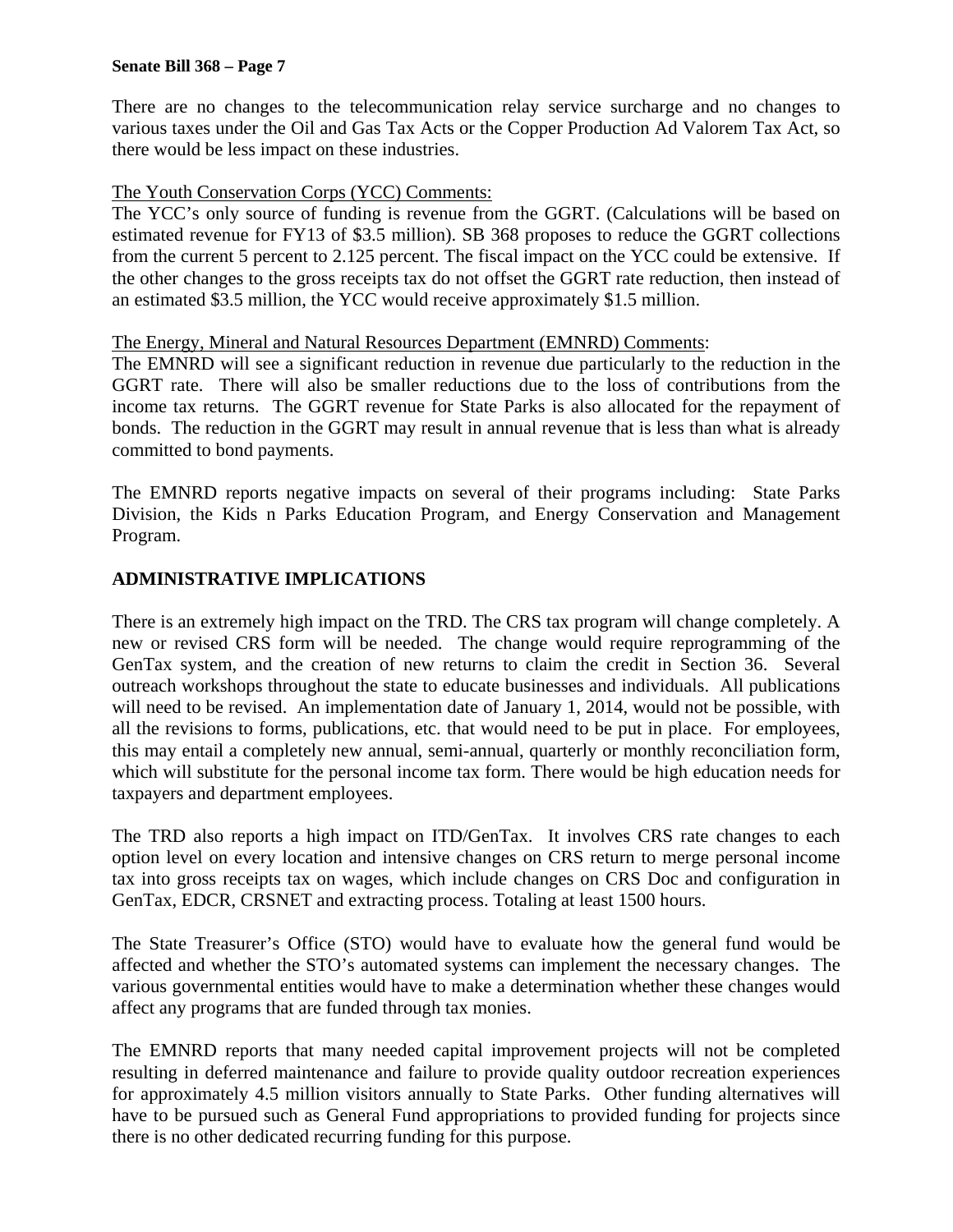There are no changes to the telecommunication relay service surcharge and no changes to various taxes under the Oil and Gas Tax Acts or the Copper Production Ad Valorem Tax Act, so there would be less impact on these industries.

The Youth Conservation Corps (YCC) Comments:
The YCC's only source of funding is revenue from the GGRT. (Calculations will be based on estimated revenue for FY13 of $3.5 million). SB 368 proposes to reduce the GGRT collections from the current 5 percent to 2.125 percent. The fiscal impact on the YCC could be extensive. If the other changes to the gross receipts tax do not offset the GGRT rate reduction, then instead of an estimated $3.5 million, the YCC would receive approximately $1.5 million.

The Energy, Mineral and Natural Resources Department (EMNRD) Comments:
The EMNRD will see a significant reduction in revenue due particularly to the reduction in the GGRT rate. There will also be smaller reductions due to the loss of contributions from the income tax returns. The GGRT revenue for State Parks is also allocated for the repayment of bonds. The reduction in the GGRT may result in annual revenue that is less than what is already committed to bond payments.

The EMNRD reports negative impacts on several of their programs including: State Parks Division, the Kids n Parks Education Program, and Energy Conservation and Management Program.

## ADMINISTRATIVE IMPLICATIONS

There is an extremely high impact on the TRD. The CRS tax program will change completely. A new or revised CRS form will be needed. The change would require reprogramming of the GenTax system, and the creation of new returns to claim the credit in Section 36. Several outreach workshops throughout the state to educate businesses and individuals. All publications will need to be revised. An implementation date of January 1, 2014, would not be possible, with all the revisions to forms, publications, etc. that would need to be put in place. For employees, this may entail a completely new annual, semi-annual, quarterly or monthly reconciliation form, which will substitute for the personal income tax form. There would be high education needs for taxpayers and department employees.

The TRD also reports a high impact on ITD/GenTax. It involves CRS rate changes to each option level on every location and intensive changes on CRS return to merge personal income tax into gross receipts tax on wages, which include changes on CRS Doc and configuration in GenTax, EDCR, CRSNET and extracting process. Totaling at least 1500 hours.

The State Treasurer's Office (STO) would have to evaluate how the general fund would be affected and whether the STO's automated systems can implement the necessary changes. The various governmental entities would have to make a determination whether these changes would affect any programs that are funded through tax monies.

The EMNRD reports that many needed capital improvement projects will not be completed resulting in deferred maintenance and failure to provide quality outdoor recreation experiences for approximately 4.5 million visitors annually to State Parks. Other funding alternatives will have to be pursued such as General Fund appropriations to provided funding for projects since there is no other dedicated recurring funding for this purpose.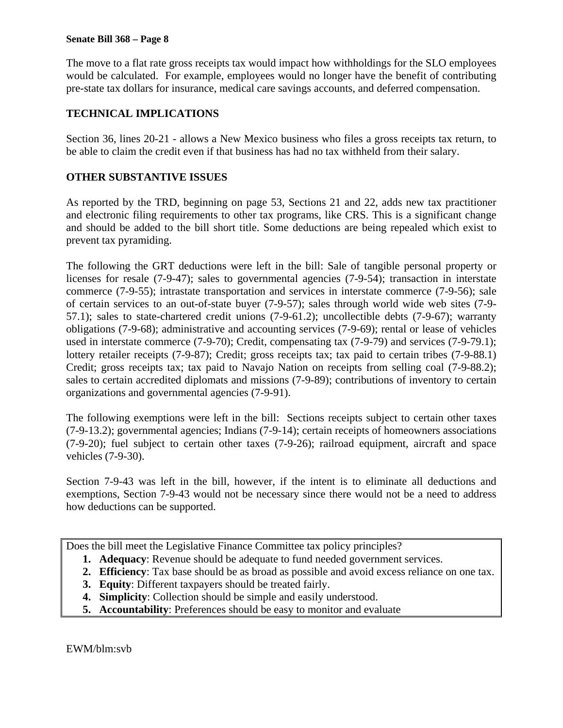The move to a flat rate gross receipts tax would impact how withholdings for the SLO employees would be calculated. For example, employees would no longer have the benefit of contributing pre-state tax dollars for insurance, medical care savings accounts, and deferred compensation.

## TECHNICAL IMPLICATIONS

Section 36, lines 20-21 - allows a New Mexico business who files a gross receipts tax return, to be able to claim the credit even if that business has had no tax withheld from their salary.

## OTHER SUBSTANTIVE ISSUES

As reported by the TRD, beginning on page 53, Sections 21 and 22, adds new tax practitioner and electronic filing requirements to other tax programs, like CRS. This is a significant change and should be added to the bill short title. Some deductions are being repealed which exist to prevent tax pyramiding.

The following the GRT deductions were left in the bill: Sale of tangible personal property or licenses for resale (7-9-47); sales to governmental agencies (7-9-54); transaction in interstate commerce (7-9-55); intrastate transportation and services in interstate commerce (7-9-56); sale of certain services to an out-of-state buyer (7-9-57); sales through world wide web sites (7-9-57.1); sales to state-chartered credit unions (7-9-61.2); uncollectible debts (7-9-67); warranty obligations (7-9-68); administrative and accounting services (7-9-69); rental or lease of vehicles used in interstate commerce (7-9-70); Credit, compensating tax (7-9-79) and services (7-9-79.1); lottery retailer receipts (7-9-87); Credit; gross receipts tax; tax paid to certain tribes (7-9-88.1) Credit; gross receipts tax; tax paid to Navajo Nation on receipts from selling coal (7-9-88.2); sales to certain accredited diplomats and missions (7-9-89); contributions of inventory to certain organizations and governmental agencies (7-9-91).

The following exemptions were left in the bill: Sections receipts subject to certain other taxes (7-9-13.2); governmental agencies; Indians (7-9-14); certain receipts of homeowners associations (7-9-20); fuel subject to certain other taxes (7-9-26); railroad equipment, aircraft and space vehicles (7-9-30).

Section 7-9-43 was left in the bill, however, if the intent is to eliminate all deductions and exemptions, Section 7-9-43 would not be necessary since there would not be a need to address how deductions can be supported.

Does the bill meet the Legislative Finance Committee tax policy principles?

1. **Adequacy**: Revenue should be adequate to fund needed government services.
2. **Efficiency**: Tax base should be as broad as possible and avoid excess reliance on one tax.
3. **Equity**: Different taxpayers should be treated fairly.
4. **Simplicity**: Collection should be simple and easily understood.
5. **Accountability**: Preferences should be easy to monitor and evaluate

EWM/blm:svb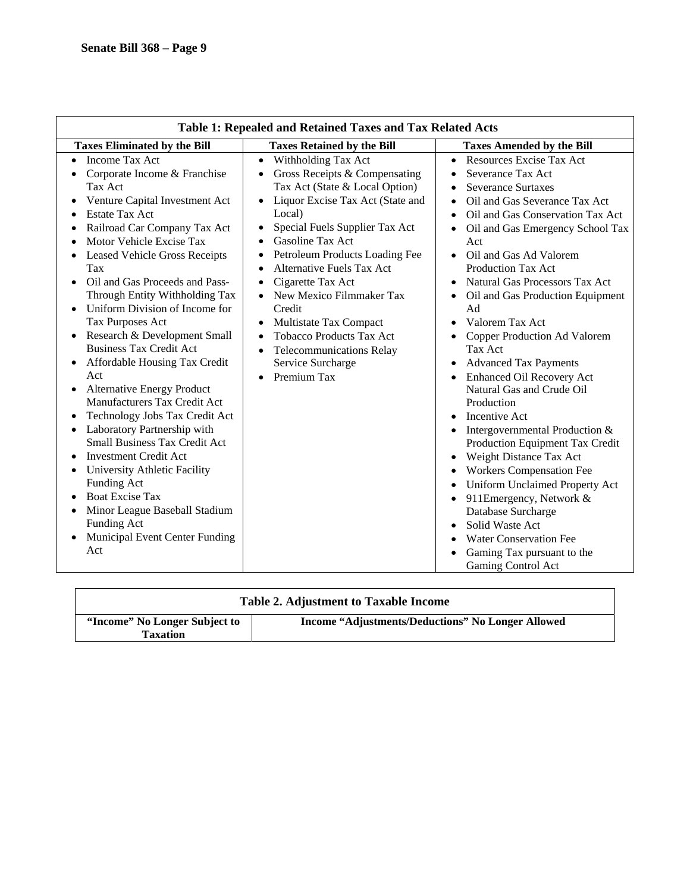**Senate Bill 368 – Page 9**

| Table 1: Repealed and Retained Taxes and Tax Related Acts | | |
|---|---|---|
| **Taxes Eliminated by the Bill** | **Taxes Retained by the Bill** | **Taxes Amended by the Bill** |
| • Income Tax Act<br>• Corporate Income & Franchise Tax Act<br>• Venture Capital Investment Act<br>• Estate Tax Act<br>• Railroad Car Company Tax Act<br>• Motor Vehicle Excise Tax<br>• Leased Vehicle Gross Receipts Tax<br>• Oil and Gas Proceeds and Pass-Through Entity Withholding Tax<br>• Uniform Division of Income for Tax Purposes Act<br>• Research & Development Small Business Tax Credit Act<br>• Affordable Housing Tax Credit Act<br>• Alternative Energy Product Manufacturers Tax Credit Act<br>• Technology Jobs Tax Credit Act<br>• Laboratory Partnership with Small Business Tax Credit Act<br>• Investment Credit Act<br>• University Athletic Facility Funding Act<br>• Boat Excise Tax<br>• Minor League Baseball Stadium Funding Act<br>• Municipal Event Center Funding Act | • Withholding Tax Act<br>• Gross Receipts & Compensating Tax Act (State & Local Option)<br>• Liquor Excise Tax Act (State and Local)<br>• Special Fuels Supplier Tax Act<br>• Gasoline Tax Act<br>• Petroleum Products Loading Fee<br>• Alternative Fuels Tax Act<br>• Cigarette Tax Act<br>• New Mexico Filmmaker Tax Credit<br>• Multistate Tax Compact<br>• Tobacco Products Tax Act<br>• Telecommunications Relay Service Surcharge<br>• Premium Tax | • Resources Excise Tax Act<br>• Severance Tax Act<br>• Severance Surtaxes<br>• Oil and Gas Severance Tax Act<br>• Oil and Gas Conservation Tax Act<br>• Oil and Gas Emergency School Tax Act<br>• Oil and Gas Ad Valorem Production Tax Act<br>• Natural Gas Processors Tax Act<br>• Oil and Gas Production Equipment Ad<br>• Valorem Tax Act<br>• Copper Production Ad Valorem Tax Act<br>• Advanced Tax Payments<br>• Enhanced Oil Recovery Act Natural Gas and Crude Oil Production<br>• Incentive Act<br>• Intergovernmental Production & Production Equipment Tax Credit<br>• Weight Distance Tax Act<br>• Workers Compensation Fee<br>• Uniform Unclaimed Property Act<br>• 911Emergency, Network & Database Surcharge<br>• Solid Waste Act<br>• Water Conservation Fee<br>• Gaming Tax pursuant to the Gaming Control Act |

| Table 2. Adjustment to Taxable Income | |
|---|---|
| **"Income" No Longer Subject to Taxation** | **Income "Adjustments/Deductions" No Longer Allowed** |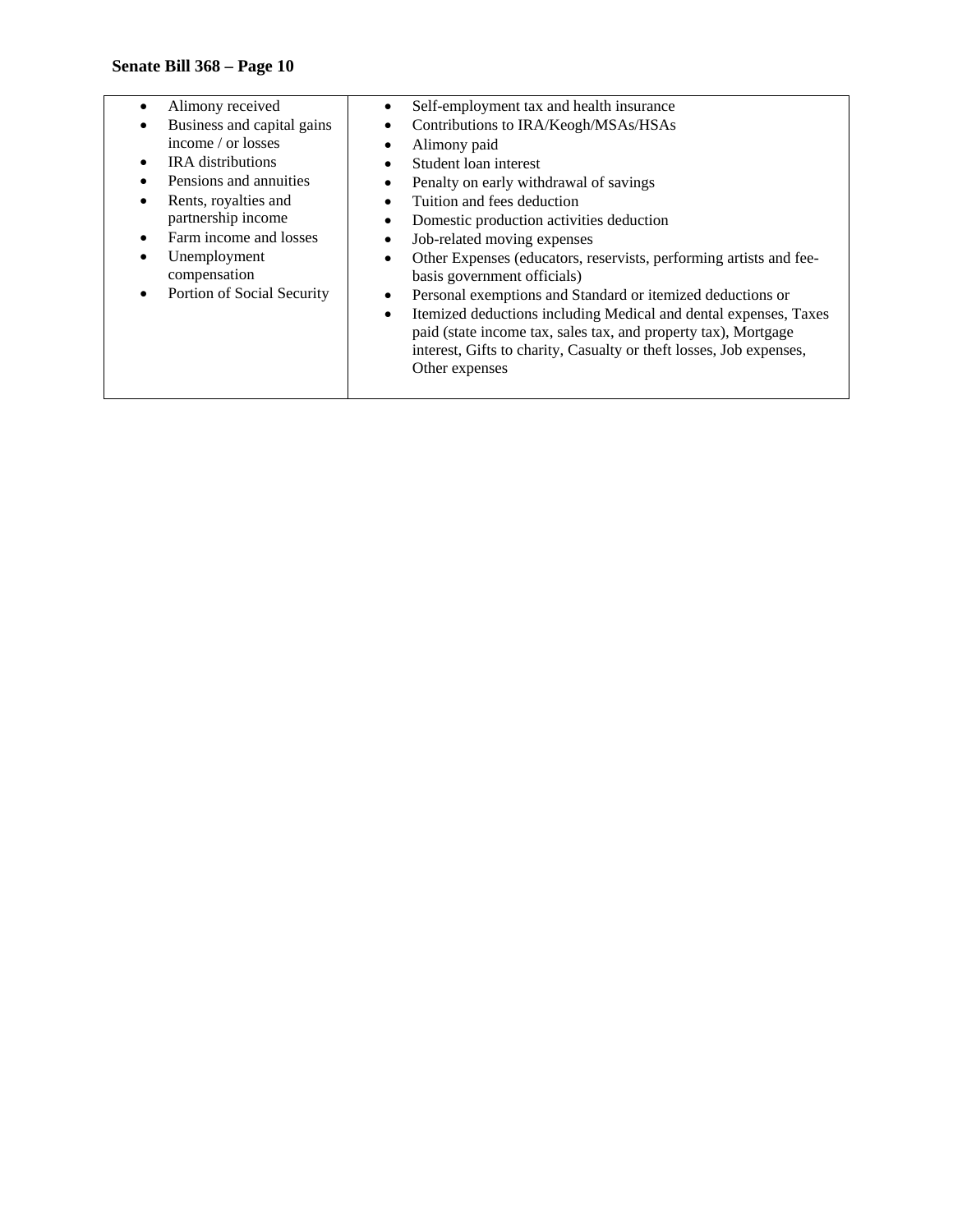| | |
|---|---|
| • Alimony received<br>• Business and capital gains income / or losses<br>• IRA distributions<br>• Pensions and annuities<br>• Rents, royalties and partnership income<br>• Farm income and losses<br>• Unemployment compensation<br>• Portion of Social Security | • Self-employment tax and health insurance<br>• Contributions to IRA/Keogh/MSAs/HSAs<br>• Alimony paid<br>• Student loan interest<br>• Penalty on early withdrawal of savings<br>• Tuition and fees deduction<br>• Domestic production activities deduction<br>• Job-related moving expenses<br>• Other Expenses (educators, reservists, performing artists and fee-basis government officials)<br>• Personal exemptions and Standard or itemized deductions or<br>• Itemized deductions including Medical and dental expenses, Taxes paid (state income tax, sales tax, and property tax), Mortgage interest, Gifts to charity, Casualty or theft losses, Job expenses, Other expenses |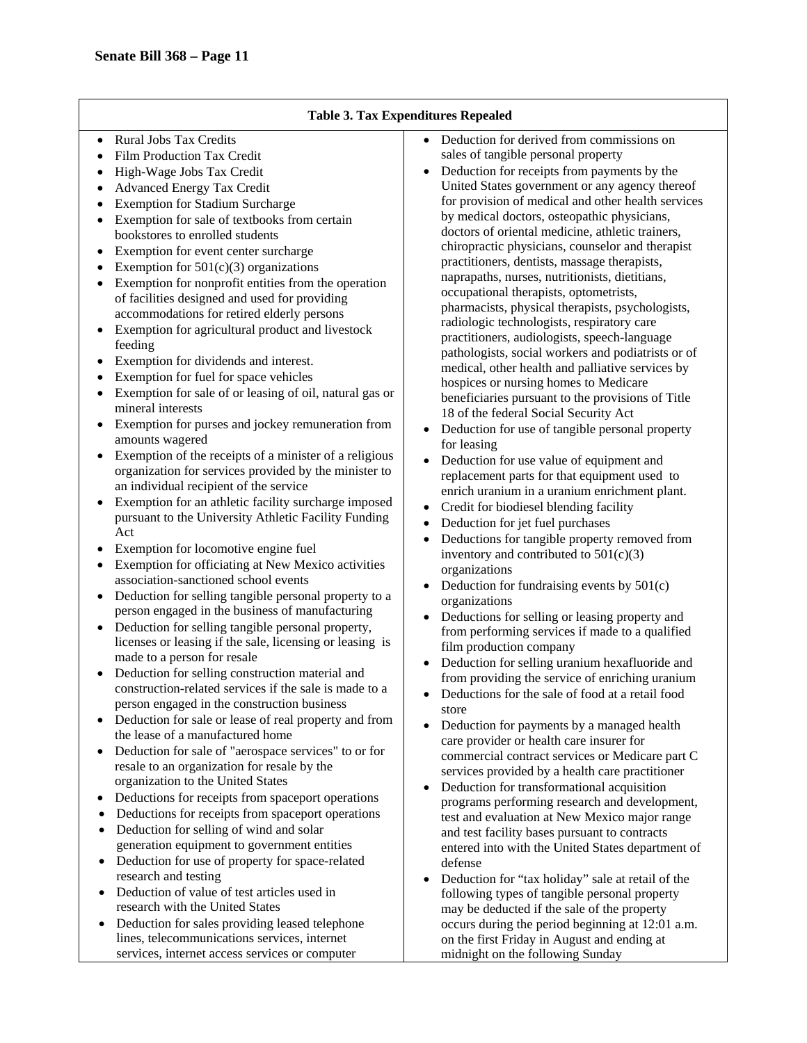**Table 3. Tax Expenditures Repealed**

- Rural Jobs Tax Credits
- Film Production Tax Credit
- High-Wage Jobs Tax Credit
- Advanced Energy Tax Credit
- Exemption for Stadium Surcharge
- Exemption for sale of textbooks from certain bookstores to enrolled students
- Exemption for event center surcharge
- Exemption for 501(c)(3) organizations
- Exemption for nonprofit entities from the operation of facilities designed and used for providing accommodations for retired elderly persons
- Exemption for agricultural product and livestock feeding
- Exemption for dividends and interest.
- Exemption for fuel for space vehicles
- Exemption for sale of or leasing of oil, natural gas or mineral interests
- Exemption for purses and jockey remuneration from amounts wagered
- Exemption of the receipts of a minister of a religious organization for services provided by the minister to an individual recipient of the service
- Exemption for an athletic facility surcharge imposed pursuant to the University Athletic Facility Funding Act
- Exemption for locomotive engine fuel
- Exemption for officiating at New Mexico activities association-sanctioned school events
- Deduction for selling tangible personal property to a person engaged in the business of manufacturing
- Deduction for selling tangible personal property, licenses or leasing if the sale, licensing or leasing is made to a person for resale
- Deduction for selling construction material and construction-related services if the sale is made to a person engaged in the construction business
- Deduction for sale or lease of real property and from the lease of a manufactured home
- Deduction for sale of "aerospace services" to or for resale to an organization for resale by the organization to the United States
- Deductions for receipts from spaceport operations
- Deductions for receipts from spaceport operations
- Deduction for selling of wind and solar generation equipment to government entities
- Deduction for use of property for space-related research and testing
- Deduction of value of test articles used in research with the United States
- Deduction for sales providing leased telephone lines, telecommunications services, internet services, internet access services or computer
- Deduction for derived from commissions on sales of tangible personal property
- Deduction for receipts from payments by the United States government or any agency thereof for provision of medical and other health services by medical doctors, osteopathic physicians, doctors of oriental medicine, athletic trainers, chiropractic physicians, counselor and therapist practitioners, dentists, massage therapists, naprapaths, nurses, nutritionists, dietitians, occupational therapists, optometrists, pharmacists, physical therapists, psychologists, radiologic technologists, respiratory care practitioners, audiologists, speech-language pathologists, social workers and podiatrists or of medical, other health and palliative services by hospices or nursing homes to Medicare beneficiaries pursuant to the provisions of Title 18 of the federal Social Security Act
- Deduction for use of tangible personal property for leasing
- Deduction for use value of equipment and replacement parts for that equipment used to enrich uranium in a uranium enrichment plant.
- Credit for biodiesel blending facility
- Deduction for jet fuel purchases
- Deductions for tangible property removed from inventory and contributed to 501(c)(3) organizations
- Deduction for fundraising events by 501(c) organizations
- Deductions for selling or leasing property and from performing services if made to a qualified film production company
- Deduction for selling uranium hexafluoride and from providing the service of enriching uranium
- Deductions for the sale of food at a retail food store
- Deduction for payments by a managed health care provider or health care insurer for commercial contract services or Medicare part C services provided by a health care practitioner
- Deduction for transformational acquisition programs performing research and development, test and evaluation at New Mexico major range and test facility bases pursuant to contracts entered into with the United States department of defense
- Deduction for "tax holiday" sale at retail of the following types of tangible personal property may be deducted if the sale of the property occurs during the period beginning at 12:01 a.m. on the first Friday in August and ending at midnight on the following Sunday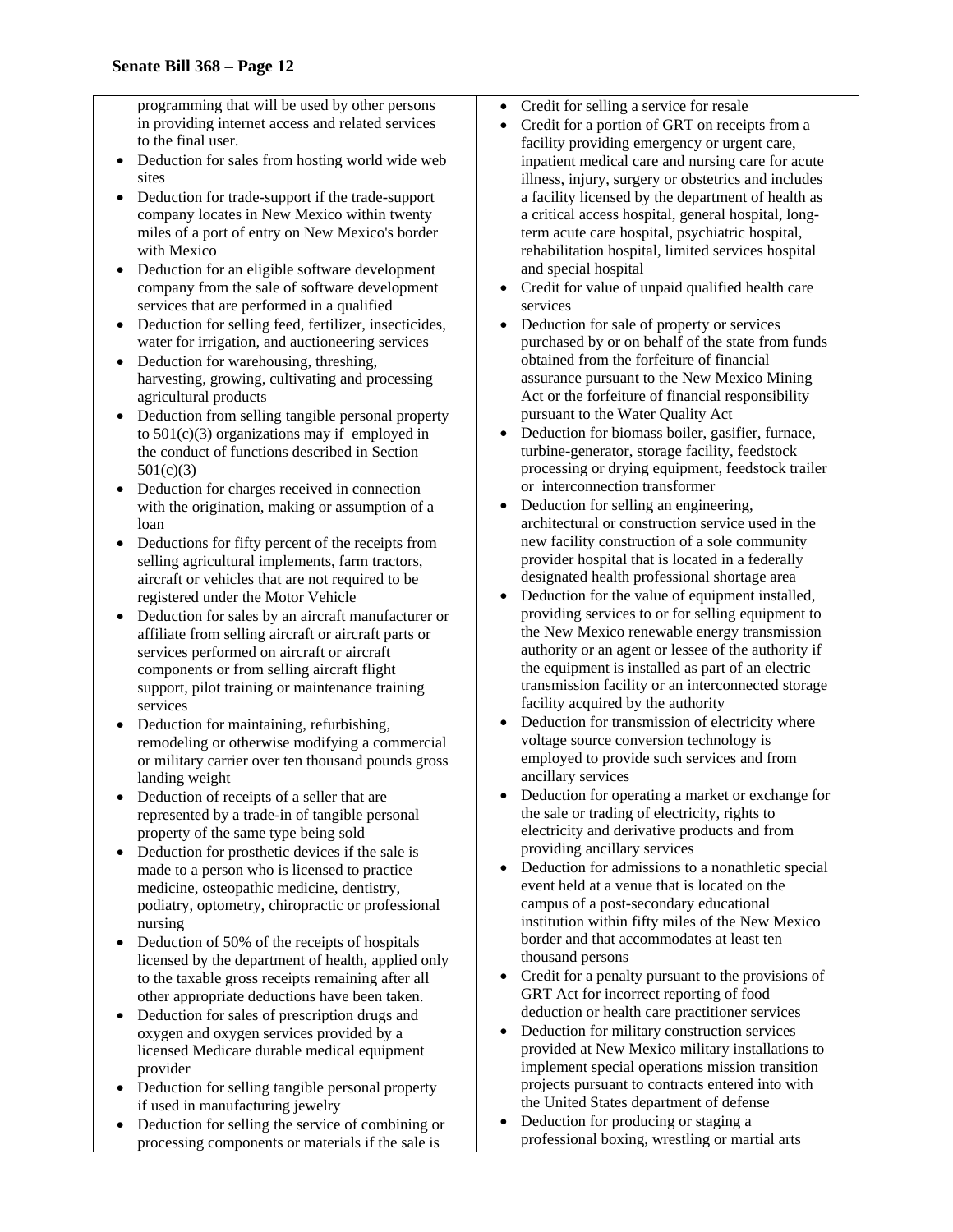programming that will be used by other persons in providing internet access and related services to the final user.

- Deduction for sales from hosting world wide web sites
- Deduction for trade-support if the trade-support company locates in New Mexico within twenty miles of a port of entry on New Mexico's border with Mexico
- Deduction for an eligible software development company from the sale of software development services that are performed in a qualified
- Deduction for selling feed, fertilizer, insecticides, water for irrigation, and auctioneering services
- Deduction for warehousing, threshing, harvesting, growing, cultivating and processing agricultural products
- Deduction from selling tangible personal property to 501(c)(3) organizations may if employed in the conduct of functions described in Section 501(c)(3)
- Deduction for charges received in connection with the origination, making or assumption of a loan
- Deductions for fifty percent of the receipts from selling agricultural implements, farm tractors, aircraft or vehicles that are not required to be registered under the Motor Vehicle
- Deduction for sales by an aircraft manufacturer or affiliate from selling aircraft or aircraft parts or services performed on aircraft or aircraft components or from selling aircraft flight support, pilot training or maintenance training services
- Deduction for maintaining, refurbishing, remodeling or otherwise modifying a commercial or military carrier over ten thousand pounds gross landing weight
- Deduction of receipts of a seller that are represented by a trade-in of tangible personal property of the same type being sold
- Deduction for prosthetic devices if the sale is made to a person who is licensed to practice medicine, osteopathic medicine, dentistry, podiatry, optometry, chiropractic or professional nursing
- Deduction of 50% of the receipts of hospitals licensed by the department of health, applied only to the taxable gross receipts remaining after all other appropriate deductions have been taken.
- Deduction for sales of prescription drugs and oxygen and oxygen services provided by a licensed Medicare durable medical equipment provider
- Deduction for selling tangible personal property if used in manufacturing jewelry
- Deduction for selling the service of combining or processing components or materials if the sale is
- Credit for selling a service for resale
- Credit for a portion of GRT on receipts from a facility providing emergency or urgent care, inpatient medical care and nursing care for acute illness, injury, surgery or obstetrics and includes a facility licensed by the department of health as a critical access hospital, general hospital, long-term acute care hospital, psychiatric hospital, rehabilitation hospital, limited services hospital and special hospital
- Credit for value of unpaid qualified health care services
- Deduction for sale of property or services purchased by or on behalf of the state from funds obtained from the forfeiture of financial assurance pursuant to the New Mexico Mining Act or the forfeiture of financial responsibility pursuant to the Water Quality Act
- Deduction for biomass boiler, gasifier, furnace, turbine-generator, storage facility, feedstock processing or drying equipment, feedstock trailer or interconnection transformer
- Deduction for selling an engineering, architectural or construction service used in the new facility construction of a sole community provider hospital that is located in a federally designated health professional shortage area
- Deduction for the value of equipment installed, providing services to or for selling equipment to the New Mexico renewable energy transmission authority or an agent or lessee of the authority if the equipment is installed as part of an electric transmission facility or an interconnected storage facility acquired by the authority
- Deduction for transmission of electricity where voltage source conversion technology is employed to provide such services and from ancillary services
- Deduction for operating a market or exchange for the sale or trading of electricity, rights to electricity and derivative products and from providing ancillary services
- Deduction for admissions to a nonathletic special event held at a venue that is located on the campus of a post-secondary educational institution within fifty miles of the New Mexico border and that accommodates at least ten thousand persons
- Credit for a penalty pursuant to the provisions of GRT Act for incorrect reporting of food deduction or health care practitioner services
- Deduction for military construction services provided at New Mexico military installations to implement special operations mission transition projects pursuant to contracts entered into with the United States department of defense
- Deduction for producing or staging a professional boxing, wrestling or martial arts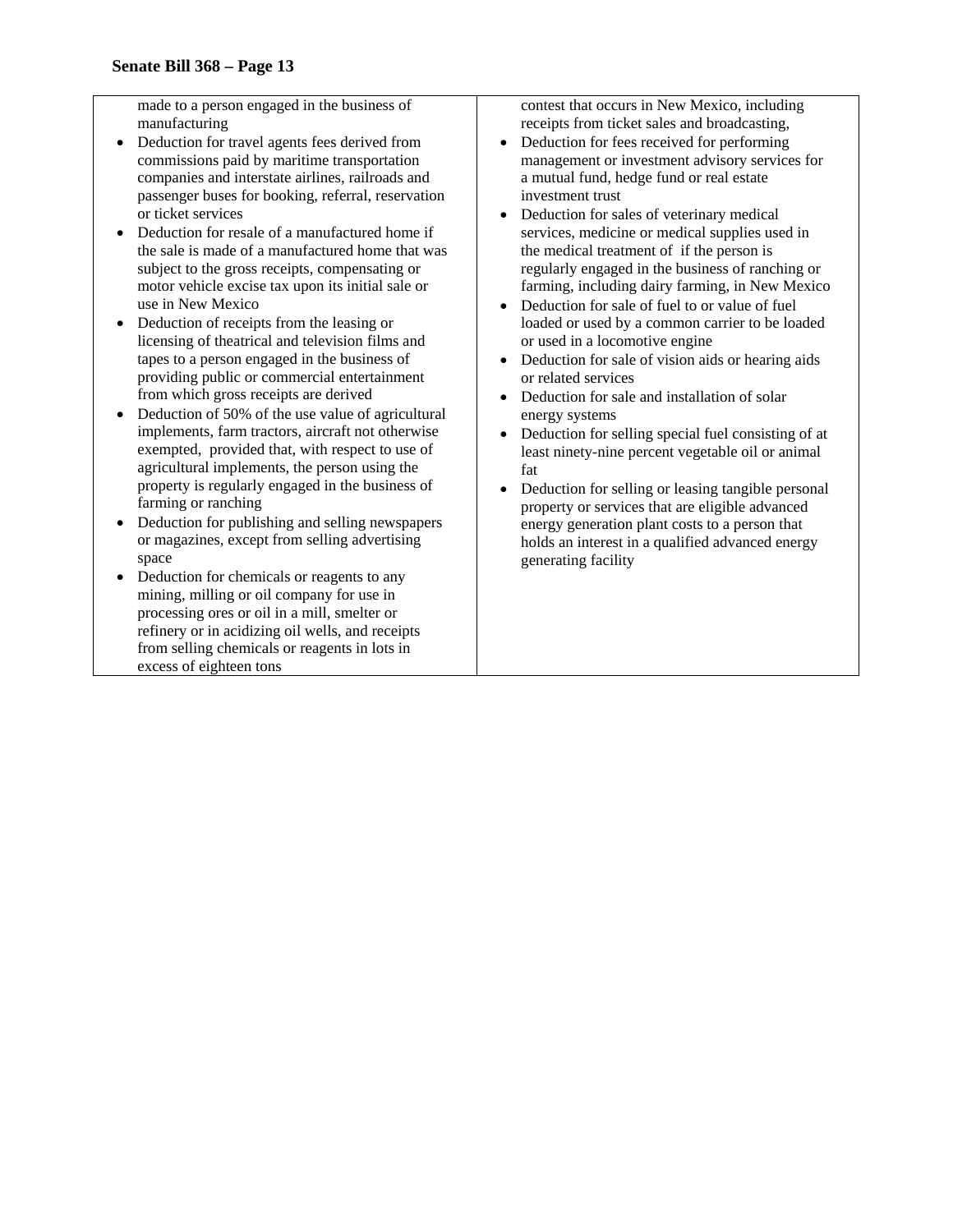made to a person engaged in the business of manufacturing

- Deduction for travel agents fees derived from commissions paid by maritime transportation companies and interstate airlines, railroads and passenger buses for booking, referral, reservation or ticket services
- Deduction for resale of a manufactured home if the sale is made of a manufactured home that was subject to the gross receipts, compensating or motor vehicle excise tax upon its initial sale or use in New Mexico
- Deduction of receipts from the leasing or licensing of theatrical and television films and tapes to a person engaged in the business of providing public or commercial entertainment from which gross receipts are derived
- Deduction of 50% of the use value of agricultural implements, farm tractors, aircraft not otherwise exempted, provided that, with respect to use of agricultural implements, the person using the property is regularly engaged in the business of farming or ranching
- Deduction for publishing and selling newspapers or magazines, except from selling advertising space
- Deduction for chemicals or reagents to any mining, milling or oil company for use in processing ores or oil in a mill, smelter or refinery or in acidizing oil wells, and receipts from selling chemicals or reagents in lots in excess of eighteen tons

contest that occurs in New Mexico, including receipts from ticket sales and broadcasting,

- Deduction for fees received for performing management or investment advisory services for a mutual fund, hedge fund or real estate investment trust
- Deduction for sales of veterinary medical services, medicine or medical supplies used in the medical treatment of if the person is regularly engaged in the business of ranching or farming, including dairy farming, in New Mexico
- Deduction for sale of fuel to or value of fuel loaded or used by a common carrier to be loaded or used in a locomotive engine
- Deduction for sale of vision aids or hearing aids or related services
- Deduction for sale and installation of solar energy systems
- Deduction for selling special fuel consisting of at least ninety-nine percent vegetable oil or animal fat
- Deduction for selling or leasing tangible personal property or services that are eligible advanced energy generation plant costs to a person that holds an interest in a qualified advanced energy generating facility